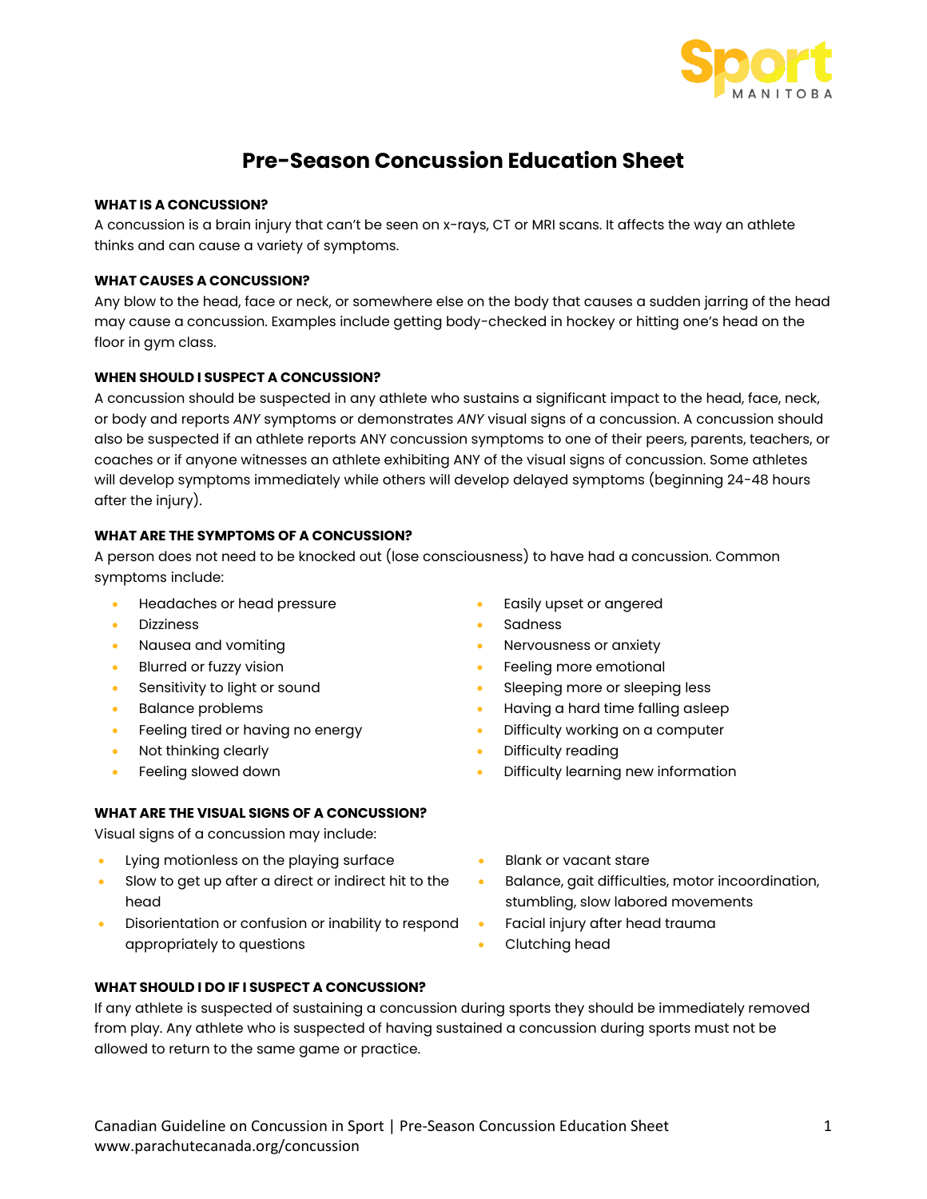# Pre-Season Concussion Education Sheet

#### WHAT IS A CONCUSSION?

A concussion is a brain injury that can't be seen on x-rays, CT or MRI scans. It affects the way an athlete thinks and can cause a variety of symptoms.

#### WHAT CAUSES A CONCUSSION?

Any blow to the head, face or neck, or somewhere else on the body that causes a sudden jarring of the head may cause a concussion. Examples include getting body-checked in hockey or hitting one's head on the floor in gym class.

#### WHEN SHOULD I SUSPECT A CONCUSSION?

A concussion should be suspected in any athlete who sustains a significant impact to the head, face, neck, or body and reports *ANY* symptoms or demonstrates *ANY* visual signs of a concussion. A concussion should also be suspected if an athlete reports ANY concussion symptoms to one of their peers, parents, teachers, or coaches or if anyone witnesses an athlete exhibiting ANY of the visual signs of concussion. Some athletes will develop symptoms immediately while others will develop delayed symptoms (beginning 24-48 hours after the injury).

#### WHAT ARE THE SYMPTOMS OF A CONCUSSION?

A person does not need to be knocked out (lose consciousness) to have had a concussion. Common symptoms include:

- Headaches or head pressure
- Dizziness
- Nausea and vomiting
- Blurred or fuzzy vision
- Sensitivity to light or sound
- Balance problems
- Feeling tired or having no energy
- Not thinking clearly
- Feeling slowed down
- Easily upset or angered
- Sadness
- Nervousness or anxiety
- Feeling more emotional
- Sleeping more or sleeping less
- Having a hard time falling asleep
- Difficulty working on a computer
- Difficulty reading
- Difficulty learning new information

#### WHAT ARE THE VISUAL SIGNS OF A CONCUSSION?

Visual signs of a concussion may include:

- Lying motionless on the playing surface
- Slow to get up after a direct or indirect hit to the head
- Disorientation or confusion or inability to respond appropriately to questions
- Blank or vacant stare
- Balance, gait difficulties, motor incoordination, stumbling, slow labored movements
- Facial injury after head trauma
- Clutching head

#### WHAT SHOULD I DO IF I SUSPECT A CONCUSSION?

If any athlete is suspected of sustaining a concussion during sports they should be immediately removed from play. Any athlete who is suspected of having sustained a concussion during sports must not be allowed to return to the same game or practice.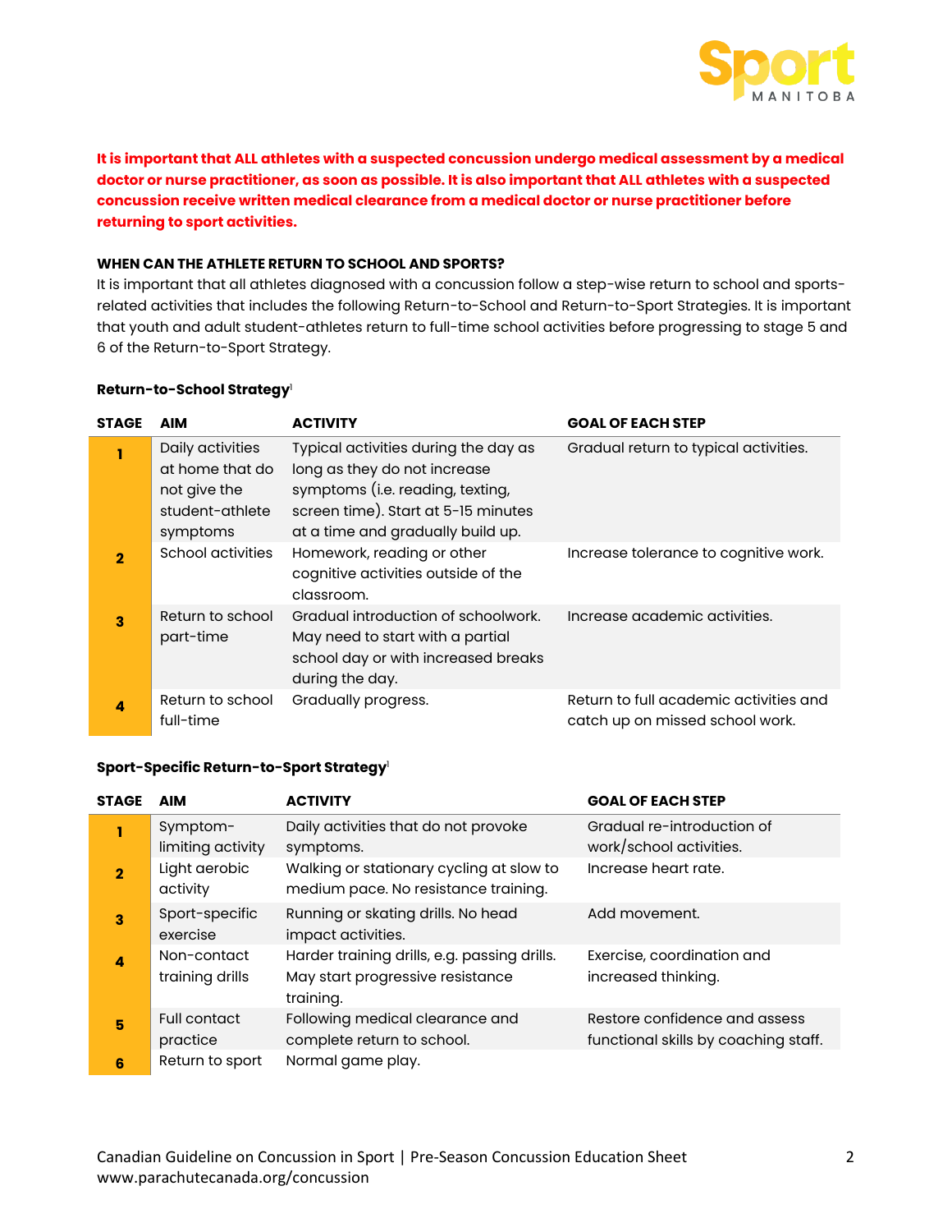**It is important that ALL athletes with a suspected concussion undergo medical assessment by a medical doctor or nurse practitioner, as soon as possible. It is also important that ALL athletes with a suspected concussion receive written medical clearance from a medical doctor or nurse practitioner before returning to sport activities.**

### WHEN CAN THE ATHLETE RETURN TO SCHOOL AND SPORTS?

It is important that all athletes diagnosed with a concussion follow a step-wise return to school and sports-related activities that includes the following Return-to-School and Return-to-Sport Strategies. It is important that youth and adult student-athletes return to full-time school activities before progressing to stage 5 and 6 of the Return-to-Sport Strategy.

#### Return-to-School Strategy[1]

| STAGE | AIM | ACTIVITY | GOAL OF EACH STEP |
|---|---|---|---|
| 1 | Daily activities at home that do not give the student-athlete symptoms | Typical activities during the day as long as they do not increase symptoms (i.e. reading, texting, screen time). Start at 5-15 minutes at a time and gradually build up. | Gradual return to typical activities. |
| 2 | School activities | Homework, reading or other cognitive activities outside of the classroom. | Increase tolerance to cognitive work. |
| 3 | Return to school part-time | Gradual introduction of schoolwork. May need to start with a partial school day or with increased breaks during the day. | Increase academic activities. |
| 4 | Return to school full-time | Gradually progress. | Return to full academic activities and catch up on missed school work. |

#### Sport-Specific Return-to-Sport Strategy[1]

| STAGE | AIM | ACTIVITY | GOAL OF EACH STEP |
|---|---|---|---|
| 1 | Symptom-limiting activity | Daily activities that do not provoke symptoms. | Gradual re-introduction of work/school activities. |
| 2 | Light aerobic activity | Walking or stationary cycling at slow to medium pace. No resistance training. | Increase heart rate. |
| 3 | Sport-specific exercise | Running or skating drills. No head impact activities. | Add movement. |
| 4 | Non-contact training drills | Harder training drills, e.g. passing drills. May start progressive resistance training. | Exercise, coordination and increased thinking. |
| 5 | Full contact practice | Following medical clearance and complete return to school. | Restore confidence and assess functional skills by coaching staff. |
| 6 | Return to sport | Normal game play. | |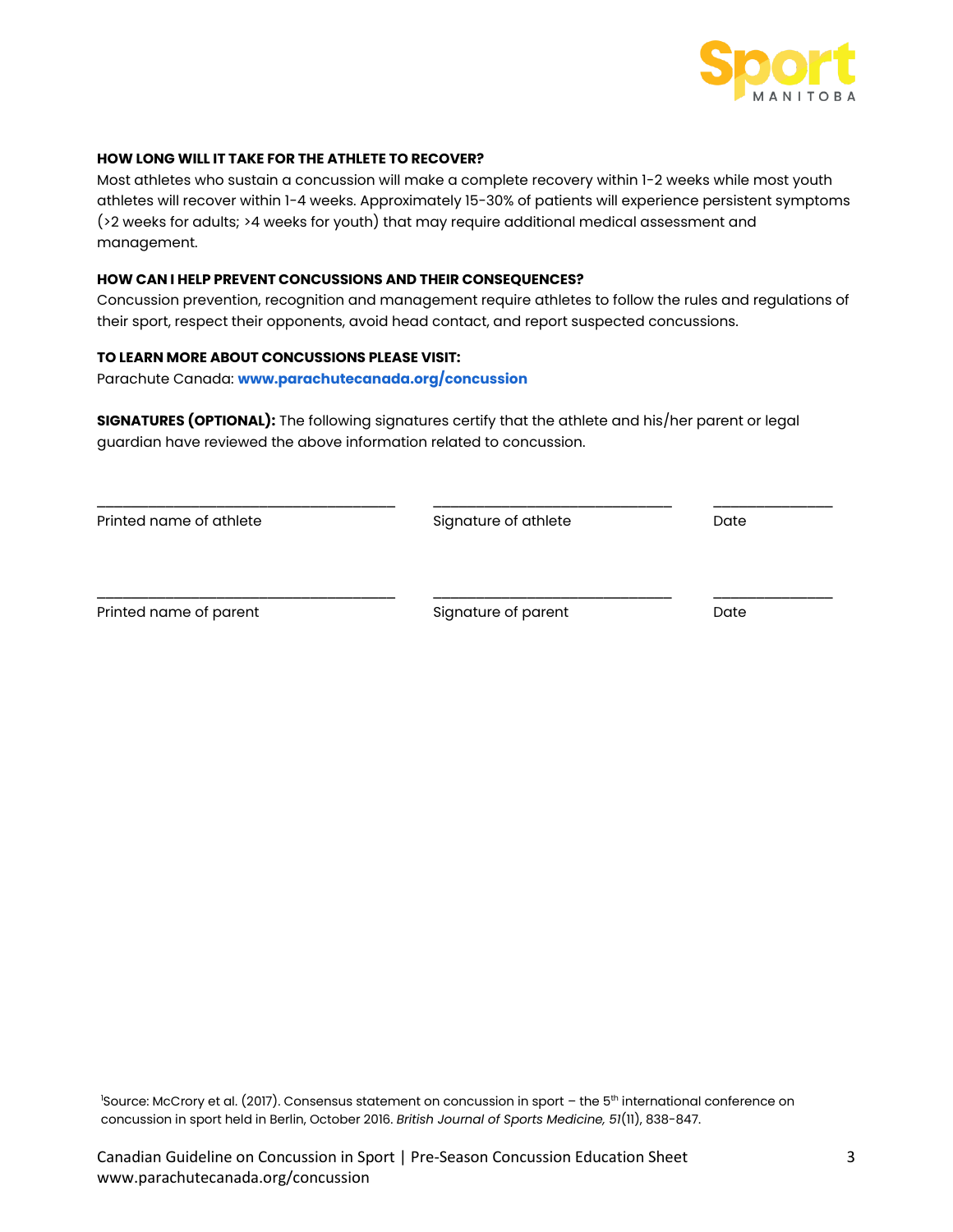**HOW LONG WILL IT TAKE FOR THE ATHLETE TO RECOVER?**

Most athletes who sustain a concussion will make a complete recovery within 1-2 weeks while most youth athletes will recover within 1-4 weeks. Approximately 15-30% of patients will experience persistent symptoms (>2 weeks for adults; >4 weeks for youth) that may require additional medical assessment and management.

**HOW CAN I HELP PREVENT CONCUSSIONS AND THEIR CONSEQUENCES?**

Concussion prevention, recognition and management require athletes to follow the rules and regulations of their sport, respect their opponents, avoid head contact, and report suspected concussions.

**TO LEARN MORE ABOUT CONCUSSIONS PLEASE VISIT:**

Parachute Canada: **www.parachutecanada.org/concussion**

**SIGNATURES (OPTIONAL):** The following signatures certify that the athlete and his/her parent or legal guardian have reviewed the above information related to concussion.

| | | |
|---|---|---|
| ______________________________ | ______________________________ | ______________ |
| Printed name of athlete | Signature of athlete | Date |
| ______________________________ | ______________________________ | ______________ |
| Printed name of parent | Signature of parent | Date |

[1]Source: McCrory et al. (2017). Consensus statement on concussion in sport – the 5th international conference on concussion in sport held in Berlin, October 2016. *British Journal of Sports Medicine, 51*(11), 838-847.